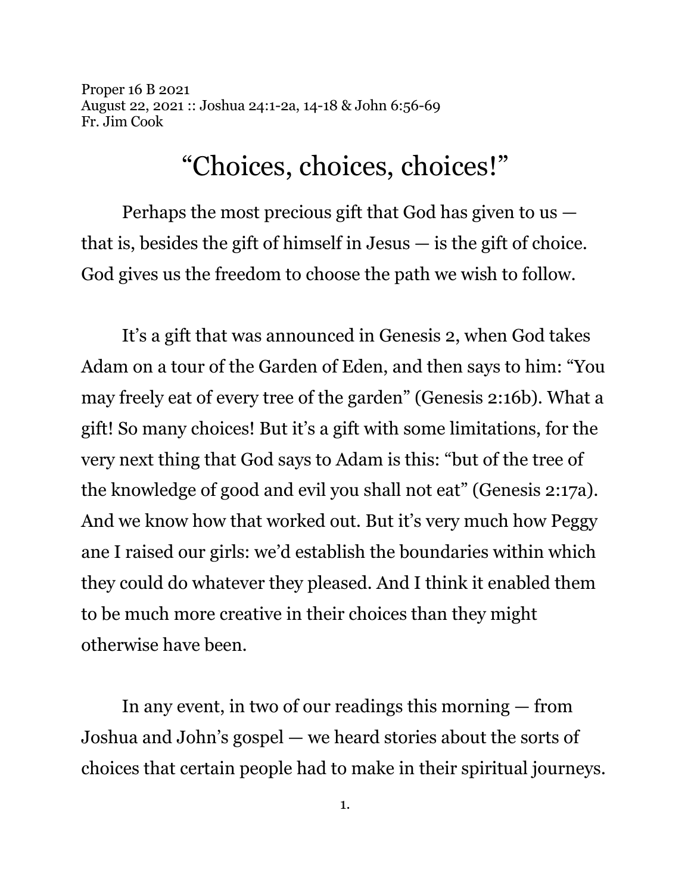Proper 16 B 2021
August 22, 2021 :: Joshua 24:1-2a, 14-18 & John 6:56-69
Fr. Jim Cook

# "Choices, choices, choices!"

Perhaps the most precious gift that God has given to us — that is, besides the gift of himself in Jesus — is the gift of choice. God gives us the freedom to choose the path we wish to follow.

It's a gift that was announced in Genesis 2, when God takes Adam on a tour of the Garden of Eden, and then says to him: "You may freely eat of every tree of the garden" (Genesis 2:16b). What a gift! So many choices! But it's a gift with some limitations, for the very next thing that God says to Adam is this: "but of the tree of the knowledge of good and evil you shall not eat" (Genesis 2:17a). And we know how that worked out. But it's very much how Peggy ane I raised our girls: we'd establish the boundaries within which they could do whatever they pleased. And I think it enabled them to be much more creative in their choices than they might otherwise have been.

In any event, in two of our readings this morning — from Joshua and John's gospel — we heard stories about the sorts of choices that certain people had to make in their spiritual journeys.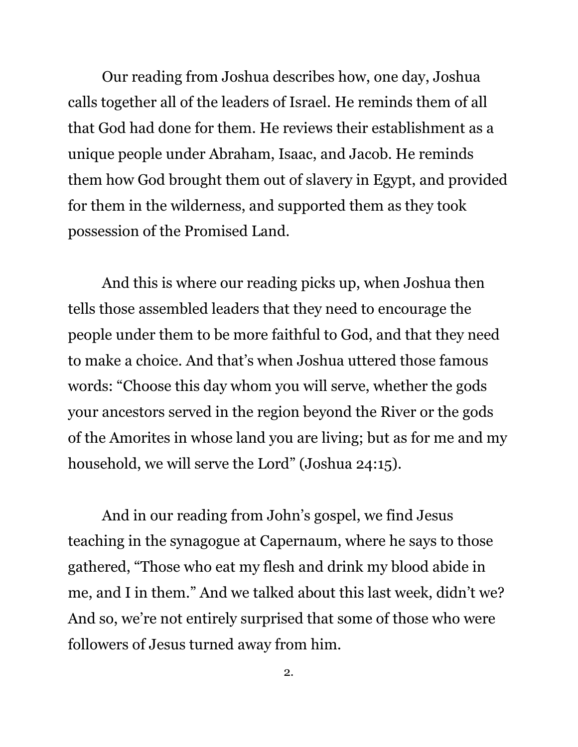Our reading from Joshua describes how, one day, Joshua calls together all of the leaders of Israel. He reminds them of all that God had done for them. He reviews their establishment as a unique people under Abraham, Isaac, and Jacob. He reminds them how God brought them out of slavery in Egypt, and provided for them in the wilderness, and supported them as they took possession of the Promised Land.

And this is where our reading picks up, when Joshua then tells those assembled leaders that they need to encourage the people under them to be more faithful to God, and that they need to make a choice. And that's when Joshua uttered those famous words: "Choose this day whom you will serve, whether the gods your ancestors served in the region beyond the River or the gods of the Amorites in whose land you are living; but as for me and my household, we will serve the Lord" (Joshua 24:15).

And in our reading from John's gospel, we find Jesus teaching in the synagogue at Capernaum, where he says to those gathered, "Those who eat my flesh and drink my blood abide in me, and I in them." And we talked about this last week, didn't we? And so, we're not entirely surprised that some of those who were followers of Jesus turned away from him.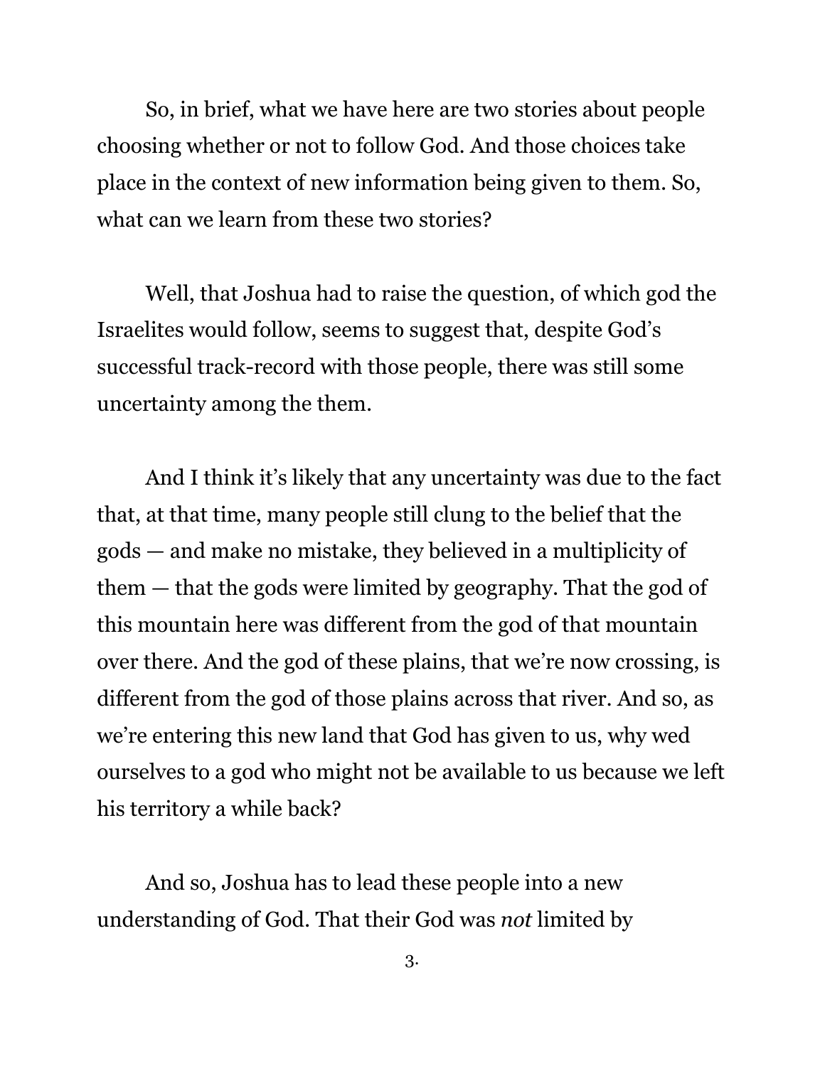So, in brief, what we have here are two stories about people choosing whether or not to follow God. And those choices take place in the context of new information being given to them. So, what can we learn from these two stories?

Well, that Joshua had to raise the question, of which god the Israelites would follow, seems to suggest that, despite God's successful track-record with those people, there was still some uncertainty among the them.

And I think it's likely that any uncertainty was due to the fact that, at that time, many people still clung to the belief that the gods — and make no mistake, they believed in a multiplicity of them — that the gods were limited by geography. That the god of this mountain here was different from the god of that mountain over there. And the god of these plains, that we're now crossing, is different from the god of those plains across that river. And so, as we're entering this new land that God has given to us, why wed ourselves to a god who might not be available to us because we left his territory a while back?

And so, Joshua has to lead these people into a new understanding of God. That their God was *not* limited by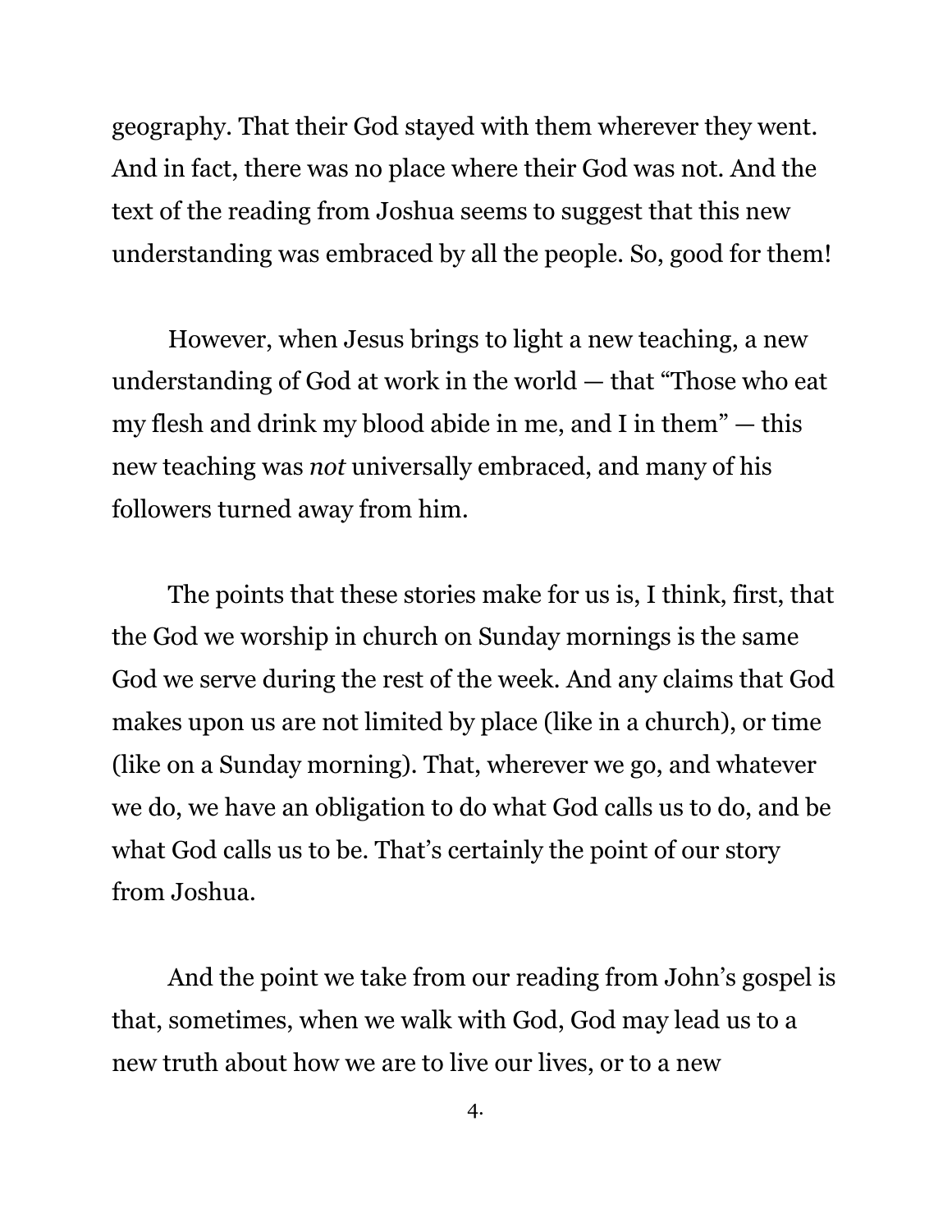geography. That their God stayed with them wherever they went. And in fact, there was no place where their God was not. And the text of the reading from Joshua seems to suggest that this new understanding was embraced by all the people. So, good for them!

However, when Jesus brings to light a new teaching, a new understanding of God at work in the world — that "Those who eat my flesh and drink my blood abide in me, and I in them" — this new teaching was *not* universally embraced, and many of his followers turned away from him.

The points that these stories make for us is, I think, first, that the God we worship in church on Sunday mornings is the same God we serve during the rest of the week. And any claims that God makes upon us are not limited by place (like in a church), or time (like on a Sunday morning). That, wherever we go, and whatever we do, we have an obligation to do what God calls us to do, and be what God calls us to be. That's certainly the point of our story from Joshua.

And the point we take from our reading from John's gospel is that, sometimes, when we walk with God, God may lead us to a new truth about how we are to live our lives, or to a new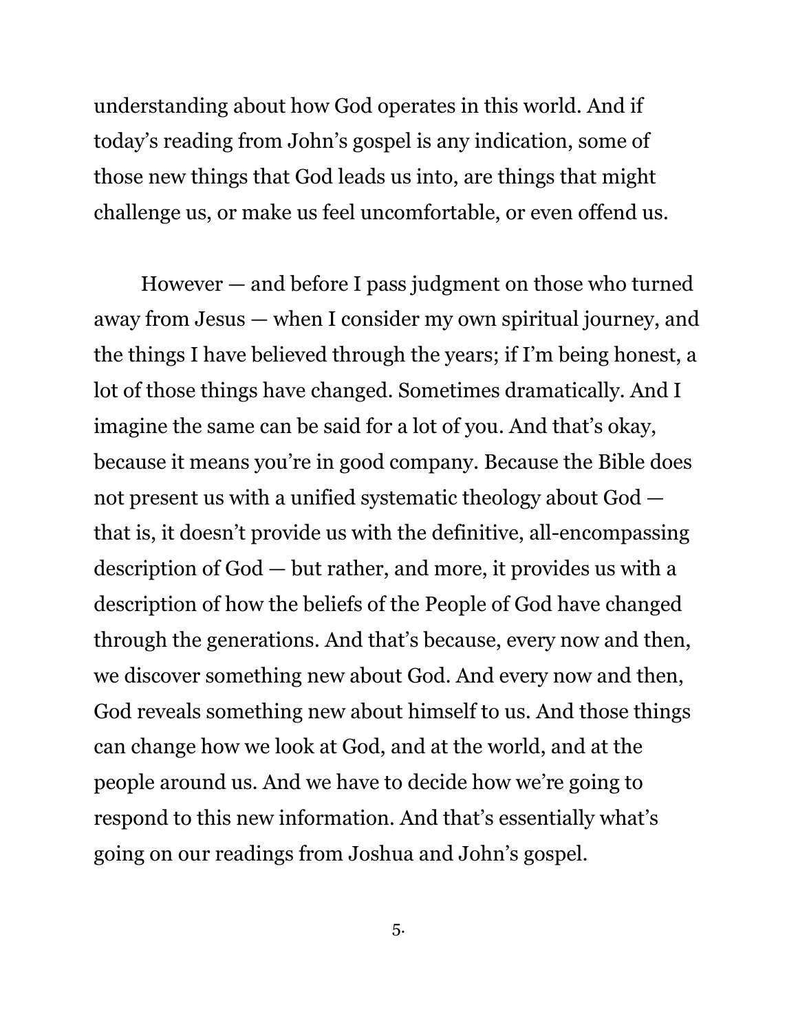understanding about how God operates in this world. And if today's reading from John's gospel is any indication, some of those new things that God leads us into, are things that might challenge us, or make us feel uncomfortable, or even offend us.

However — and before I pass judgment on those who turned away from Jesus — when I consider my own spiritual journey, and the things I have believed through the years; if I'm being honest, a lot of those things have changed. Sometimes dramatically. And I imagine the same can be said for a lot of you. And that's okay, because it means you're in good company. Because the Bible does not present us with a unified systematic theology about God — that is, it doesn't provide us with the definitive, all-encompassing description of God — but rather, and more, it provides us with a description of how the beliefs of the People of God have changed through the generations. And that's because, every now and then, we discover something new about God. And every now and then, God reveals something new about himself to us. And those things can change how we look at God, and at the world, and at the people around us. And we have to decide how we're going to respond to this new information. And that's essentially what's going on our readings from Joshua and John's gospel.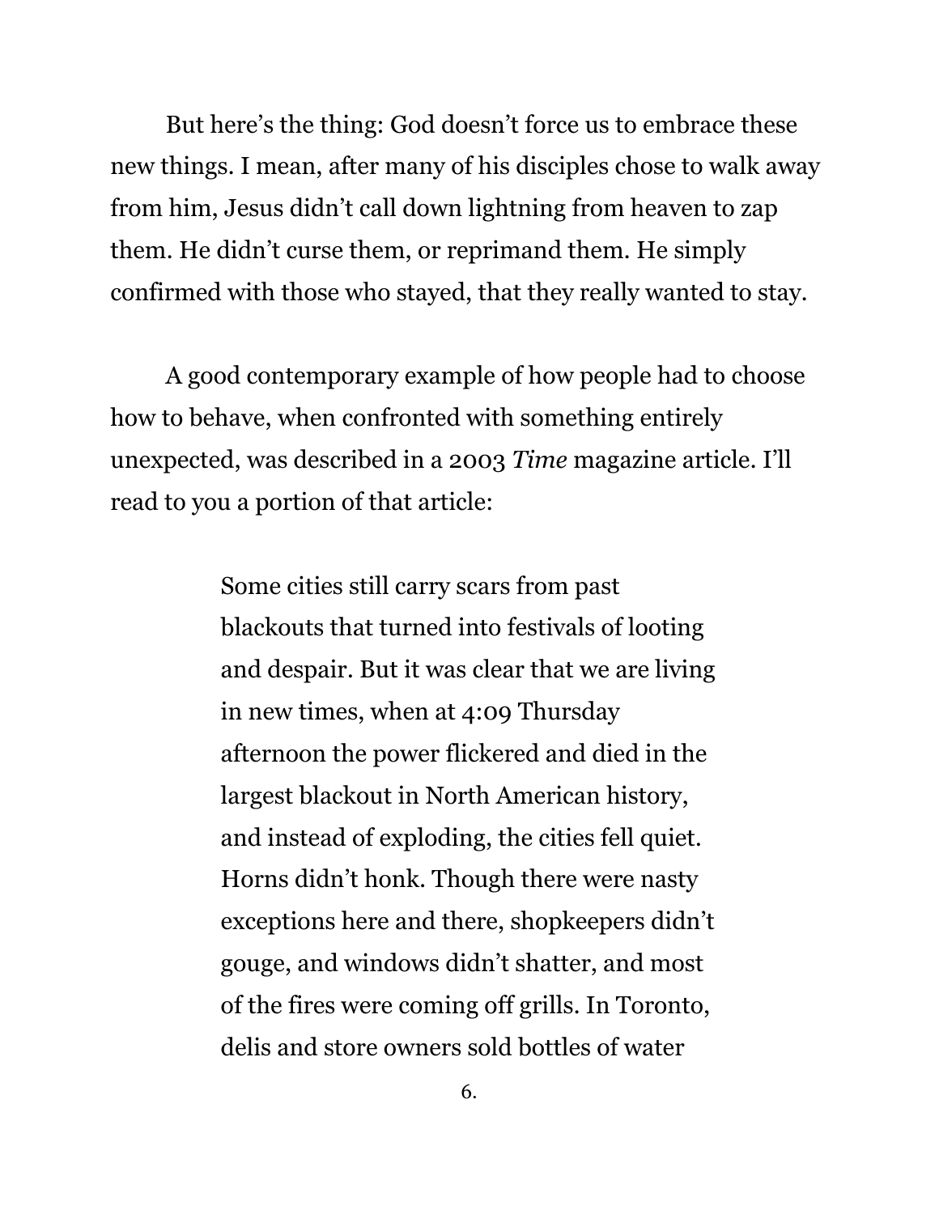But here's the thing: God doesn't force us to embrace these new things. I mean, after many of his disciples chose to walk away from him, Jesus didn't call down lightning from heaven to zap them. He didn't curse them, or reprimand them. He simply confirmed with those who stayed, that they really wanted to stay.

A good contemporary example of how people had to choose how to behave, when confronted with something entirely unexpected, was described in a 2003 *Time* magazine article. I'll read to you a portion of that article:

> Some cities still carry scars from past blackouts that turned into festivals of looting and despair. But it was clear that we are living in new times, when at 4:09 Thursday afternoon the power flickered and died in the largest blackout in North American history, and instead of exploding, the cities fell quiet. Horns didn't honk. Though there were nasty exceptions here and there, shopkeepers didn't gouge, and windows didn't shatter, and most of the fires were coming off grills. In Toronto, delis and store owners sold bottles of water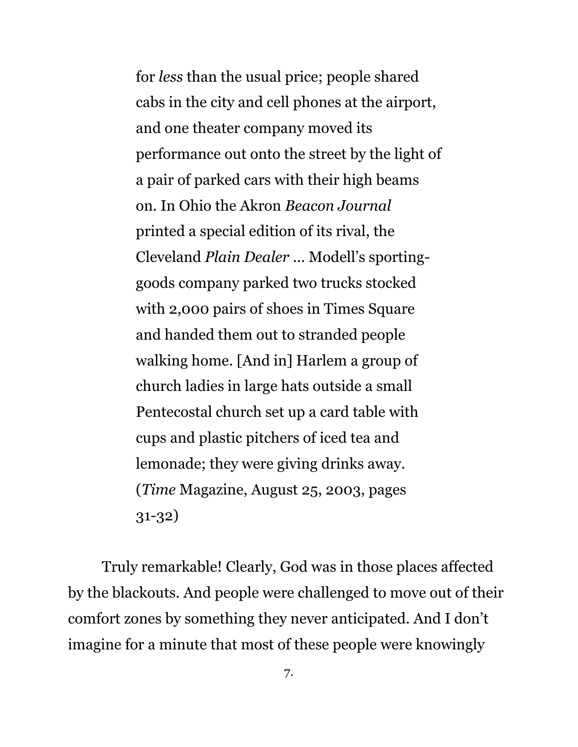> for *less* than the usual price; people shared cabs in the city and cell phones at the airport, and one theater company moved its performance out onto the street by the light of a pair of parked cars with their high beams on. In Ohio the Akron *Beacon Journal* printed a special edition of its rival, the Cleveland *Plain Dealer* ... Modell's sporting-goods company parked two trucks stocked with 2,000 pairs of shoes in Times Square and handed them out to stranded people walking home. [And in] Harlem a group of church ladies in large hats outside a small Pentecostal church set up a card table with cups and plastic pitchers of iced tea and lemonade; they were giving drinks away. (*Time* Magazine, August 25, 2003, pages 31-32)

Truly remarkable! Clearly, God was in those places affected by the blackouts. And people were challenged to move out of their comfort zones by something they never anticipated. And I don't imagine for a minute that most of these people were knowingly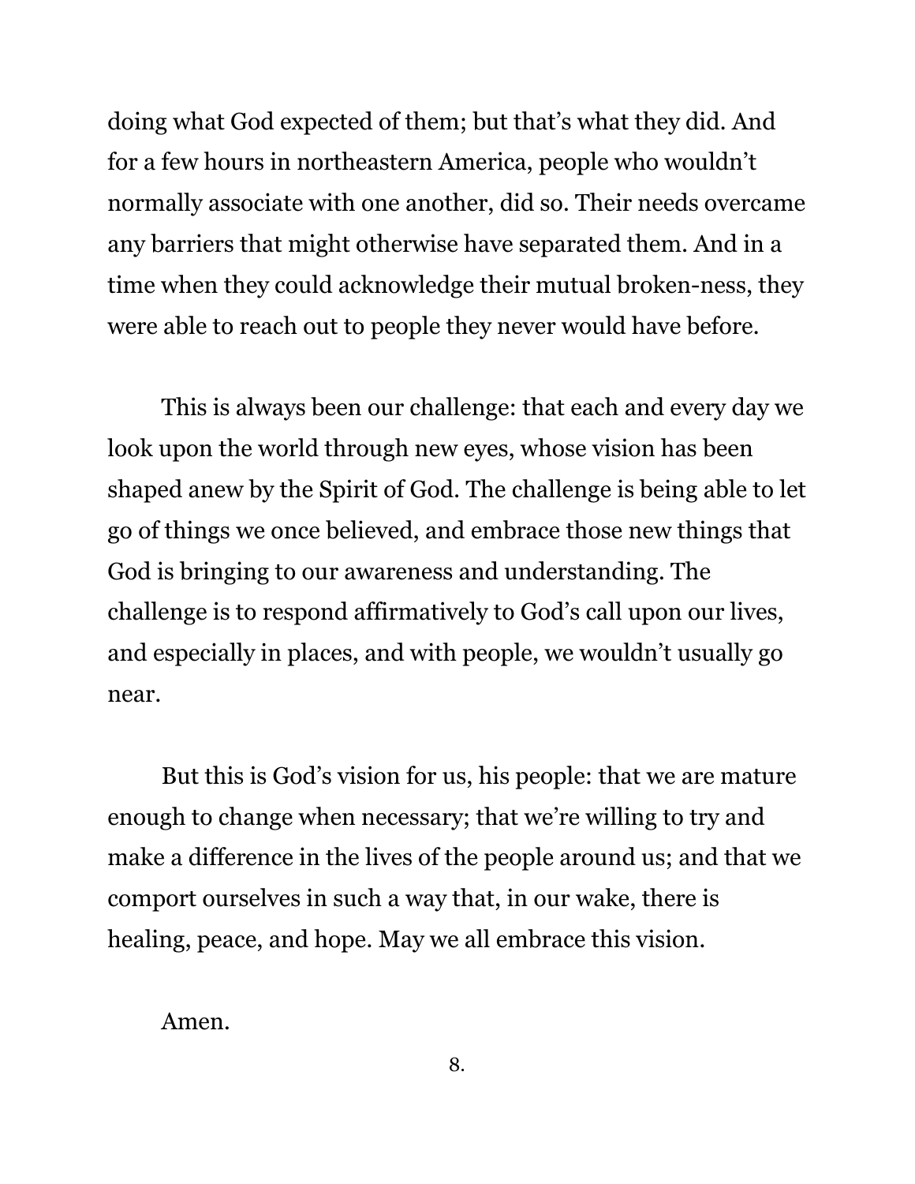doing what God expected of them; but that's what they did. And for a few hours in northeastern America, people who wouldn't normally associate with one another, did so. Their needs overcame any barriers that might otherwise have separated them. And in a time when they could acknowledge their mutual broken-ness, they were able to reach out to people they never would have before.

This is always been our challenge: that each and every day we look upon the world through new eyes, whose vision has been shaped anew by the Spirit of God. The challenge is being able to let go of things we once believed, and embrace those new things that God is bringing to our awareness and understanding. The challenge is to respond affirmatively to God's call upon our lives, and especially in places, and with people, we wouldn't usually go near.

But this is God's vision for us, his people: that we are mature enough to change when necessary; that we're willing to try and make a difference in the lives of the people around us; and that we comport ourselves in such a way that, in our wake, there is healing, peace, and hope. May we all embrace this vision.

Amen.